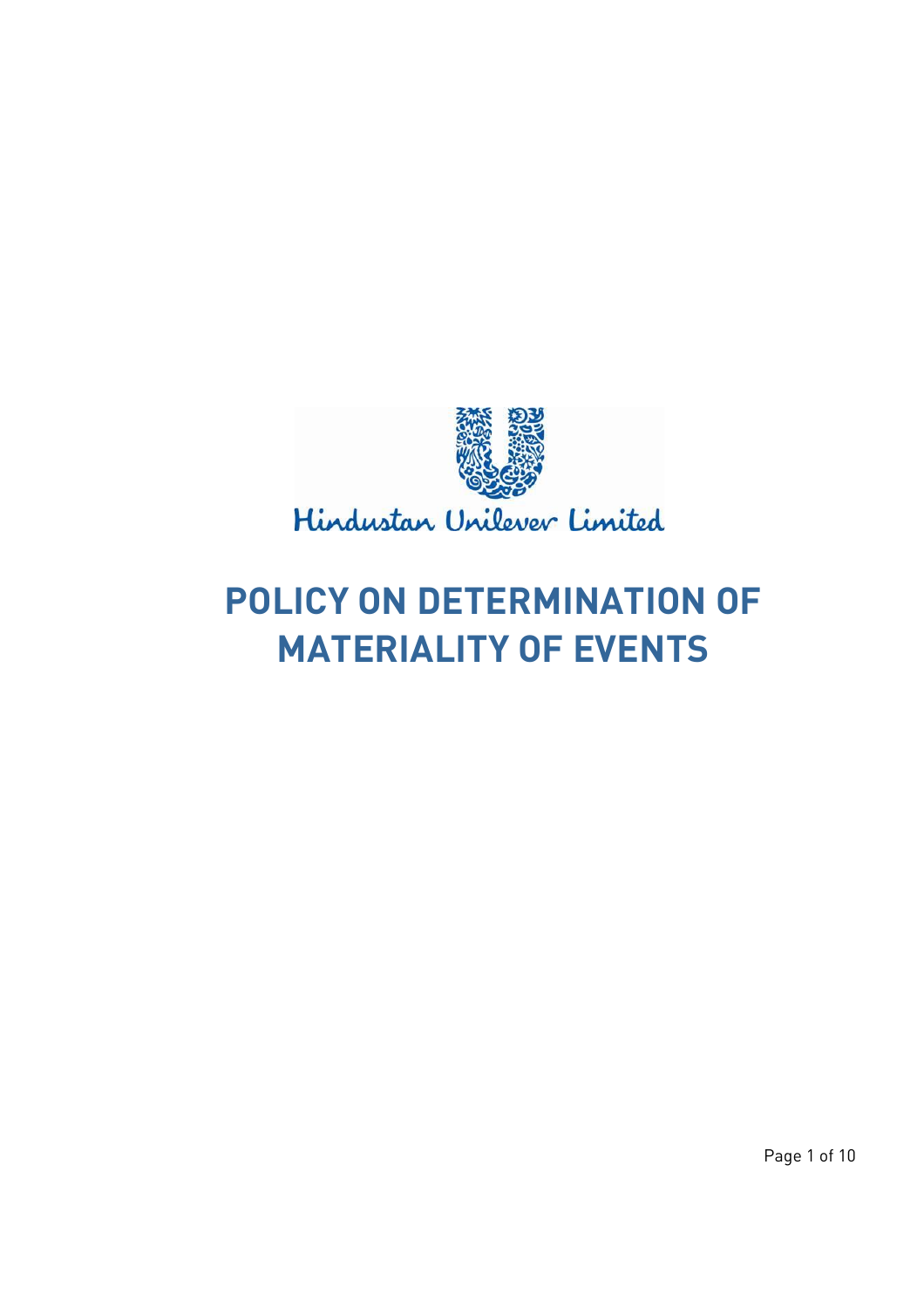Hindustan Unilever Limited

# POLICY ON DETERMINATION OF MATERIALITY OF EVENTS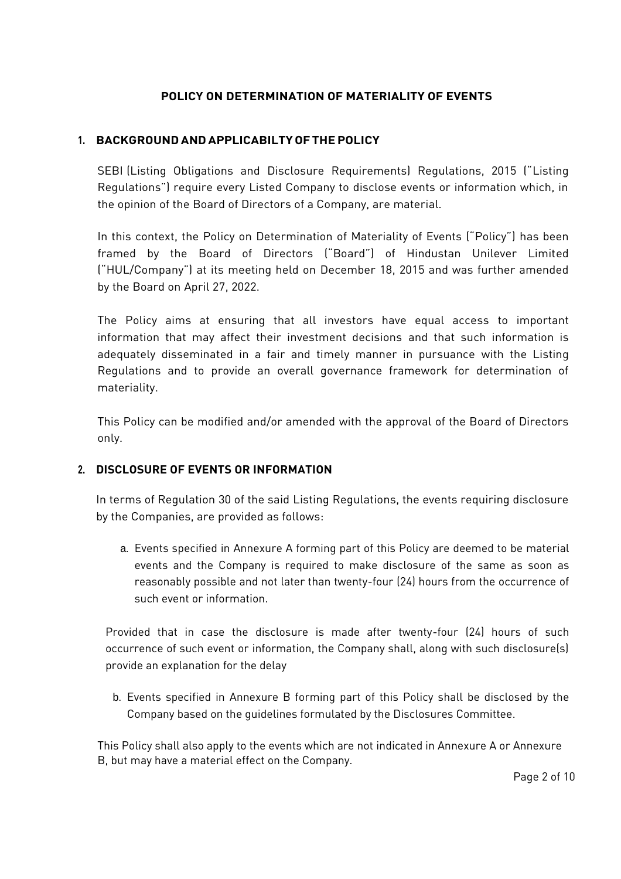# POLICY ON DETERMINATION OF MATERIALITY OF EVENTS

## 1. BACKGROUND AND APPLICABILTY OF THE POLICY

SEBI (Listing Obligations and Disclosure Requirements) Regulations, 2015 ("Listing Regulations") require every Listed Company to disclose events or information which, in the opinion of the Board of Directors of a Company, are material.

In this context, the Policy on Determination of Materiality of Events ("Policy") has been framed by the Board of Directors ("Board") of Hindustan Unilever Limited ("HUL/Company") at its meeting held on December 18, 2015 and was further amended by the Board on April 27, 2022.

The Policy aims at ensuring that all investors have equal access to important information that may affect their investment decisions and that such information is adequately disseminated in a fair and timely manner in pursuance with the Listing Regulations and to provide an overall governance framework for determination of materiality.

This Policy can be modified and/or amended with the approval of the Board of Directors only.

## 2. DISCLOSURE OF EVENTS OR INFORMATION

In terms of Regulation 30 of the said Listing Regulations, the events requiring disclosure by the Companies, are provided as follows:

a. Events specified in Annexure A forming part of this Policy are deemed to be material events and the Company is required to make disclosure of the same as soon as reasonably possible and not later than twenty-four (24) hours from the occurrence of such event or information.

Provided that in case the disclosure is made after twenty-four (24) hours of such occurrence of such event or information, the Company shall, along with such disclosure(s) provide an explanation for the delay

b. Events specified in Annexure B forming part of this Policy shall be disclosed by the Company based on the guidelines formulated by the Disclosures Committee.

This Policy shall also apply to the events which are not indicated in Annexure A or Annexure B, but may have a material effect on the Company.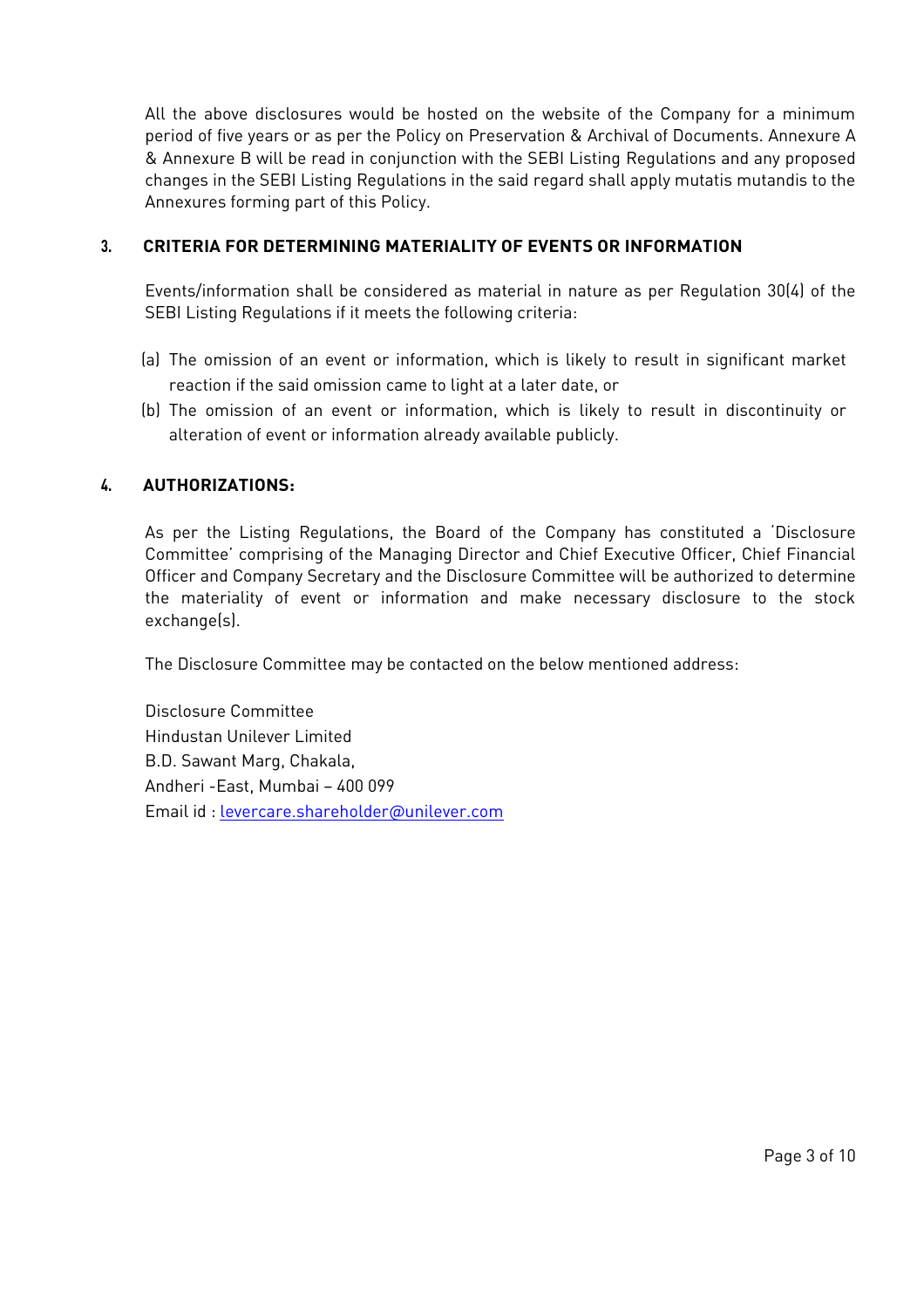All the above disclosures would be hosted on the website of the Company for a minimum period of five years or as per the Policy on Preservation & Archival of Documents. Annexure A & Annexure B will be read in conjunction with the SEBI Listing Regulations and any proposed changes in the SEBI Listing Regulations in the said regard shall apply mutatis mutandis to the Annexures forming part of this Policy.

## 3. CRITERIA FOR DETERMINING MATERIALITY OF EVENTS OR INFORMATION

Events/information shall be considered as material in nature as per Regulation 30(4) of the SEBI Listing Regulations if it meets the following criteria:

(a) The omission of an event or information, which is likely to result in significant market reaction if the said omission came to light at a later date, or

(b) The omission of an event or information, which is likely to result in discontinuity or alteration of event or information already available publicly.

## 4. AUTHORIZATIONS:

As per the Listing Regulations, the Board of the Company has constituted a 'Disclosure Committee' comprising of the Managing Director and Chief Executive Officer, Chief Financial Officer and Company Secretary and the Disclosure Committee will be authorized to determine the materiality of event or information and make necessary disclosure to the stock exchange(s).

The Disclosure Committee may be contacted on the below mentioned address:

Disclosure Committee
Hindustan Unilever Limited
B.D. Sawant Marg, Chakala,
Andheri -East, Mumbai – 400 099
Email id : levercare.shareholder@unilever.com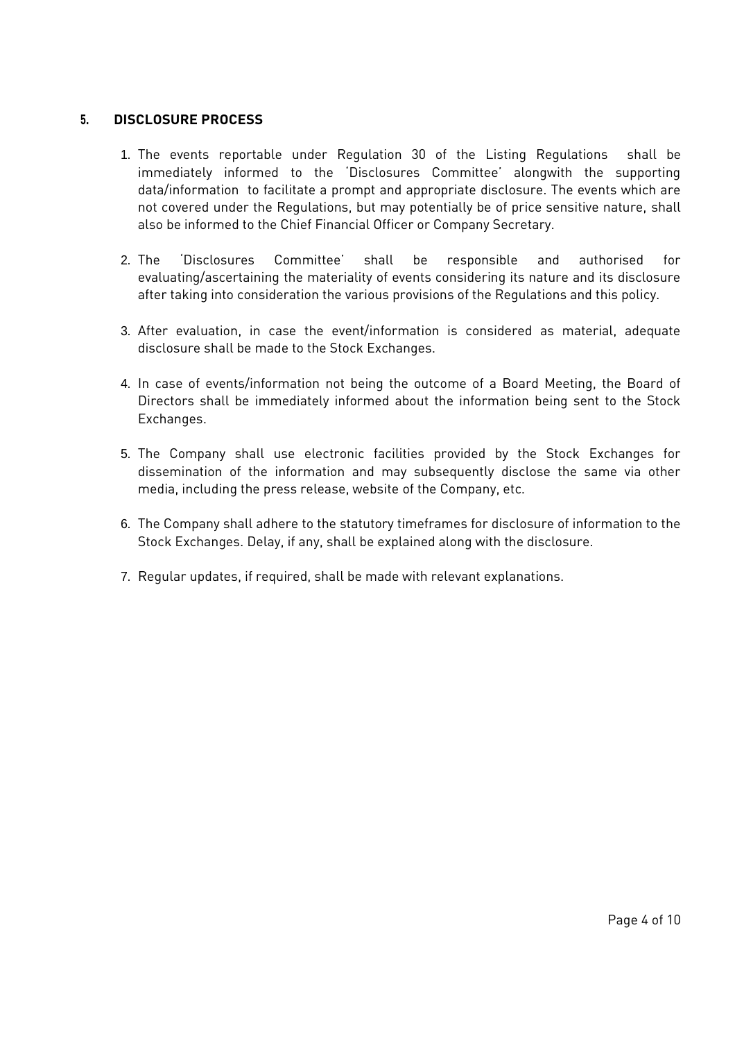## 5. DISCLOSURE PROCESS

1. The events reportable under Regulation 30 of the Listing Regulations shall be immediately informed to the 'Disclosures Committee' alongwith the supporting data/information to facilitate a prompt and appropriate disclosure. The events which are not covered under the Regulations, but may potentially be of price sensitive nature, shall also be informed to the Chief Financial Officer or Company Secretary.

2. The 'Disclosures Committee' shall be responsible and authorised for evaluating/ascertaining the materiality of events considering its nature and its disclosure after taking into consideration the various provisions of the Regulations and this policy.

3. After evaluation, in case the event/information is considered as material, adequate disclosure shall be made to the Stock Exchanges.

4. In case of events/information not being the outcome of a Board Meeting, the Board of Directors shall be immediately informed about the information being sent to the Stock Exchanges.

5. The Company shall use electronic facilities provided by the Stock Exchanges for dissemination of the information and may subsequently disclose the same via other media, including the press release, website of the Company, etc.

6. The Company shall adhere to the statutory timeframes for disclosure of information to the Stock Exchanges. Delay, if any, shall be explained along with the disclosure.

7. Regular updates, if required, shall be made with relevant explanations.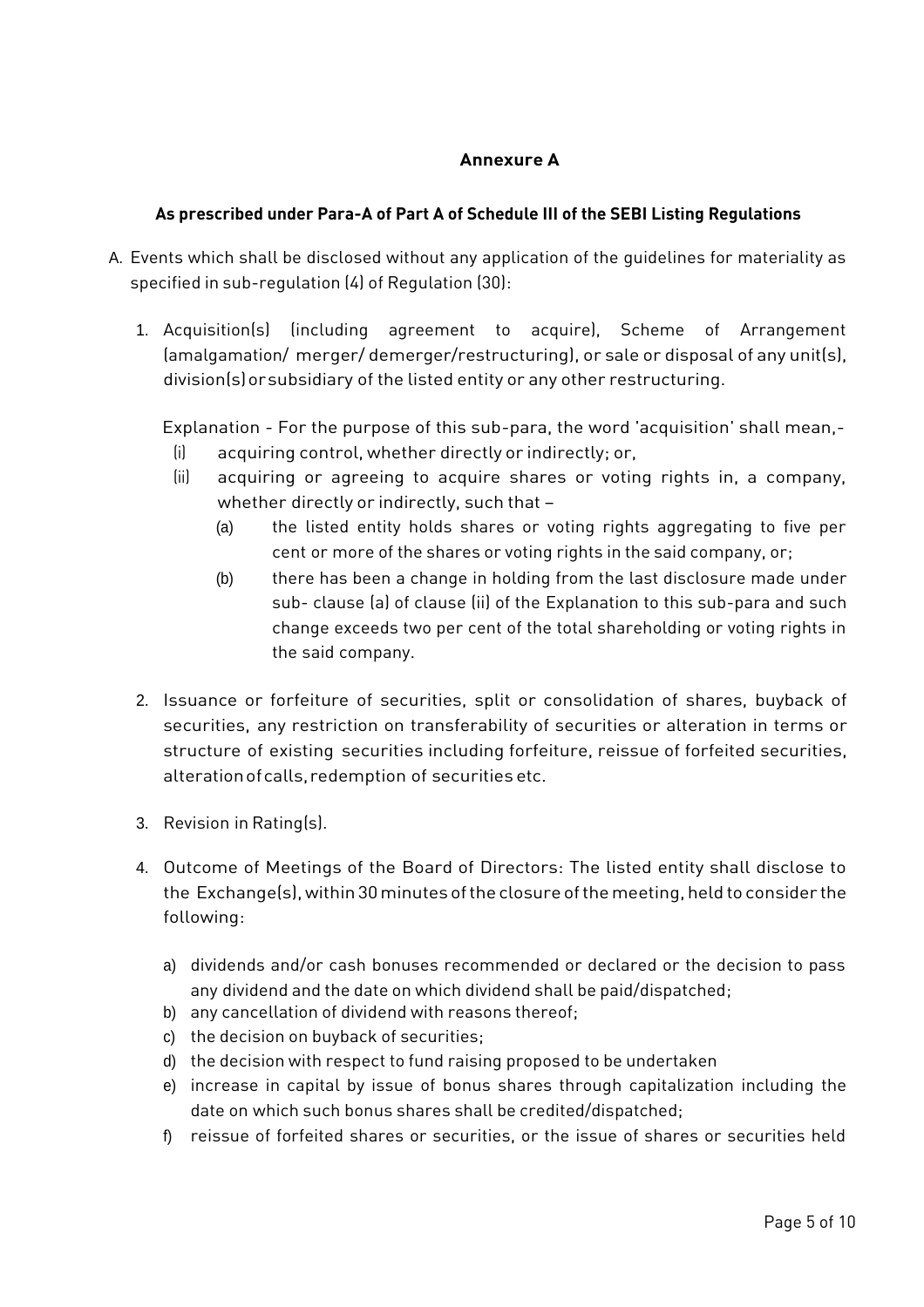## Annexure A

### As prescribed under Para-A of Part A of Schedule III of the SEBI Listing Regulations

A. Events which shall be disclosed without any application of the guidelines for materiality as specified in sub-regulation (4) of Regulation (30):

1. Acquisition(s) (including agreement to acquire), Scheme of Arrangement (amalgamation/ merger/ demerger/restructuring), or sale or disposal of any unit(s), division(s) or subsidiary of the listed entity or any other restructuring.

   Explanation - For the purpose of this sub-para, the word 'acquisition' shall mean,-

   (i) acquiring control, whether directly or indirectly; or,

   (ii) acquiring or agreeing to acquire shares or voting rights in, a company, whether directly or indirectly, such that –

   (a) the listed entity holds shares or voting rights aggregating to five per cent or more of the shares or voting rights in the said company, or;

   (b) there has been a change in holding from the last disclosure made under sub- clause (a) of clause (ii) of the Explanation to this sub-para and such change exceeds two per cent of the total shareholding or voting rights in the said company.

2. Issuance or forfeiture of securities, split or consolidation of shares, buyback of securities, any restriction on transferability of securities or alteration in terms or structure of existing securities including forfeiture, reissue of forfeited securities, alteration of calls, redemption of securities etc.

3. Revision in Rating(s).

4. Outcome of Meetings of the Board of Directors: The listed entity shall disclose to the Exchange(s), within 30 minutes of the closure of the meeting, held to consider the following:

   a) dividends and/or cash bonuses recommended or declared or the decision to pass any dividend and the date on which dividend shall be paid/dispatched;
   b) any cancellation of dividend with reasons thereof;
   c) the decision on buyback of securities;
   d) the decision with respect to fund raising proposed to be undertaken
   e) increase in capital by issue of bonus shares through capitalization including the date on which such bonus shares shall be credited/dispatched;
   f) reissue of forfeited shares or securities, or the issue of shares or securities held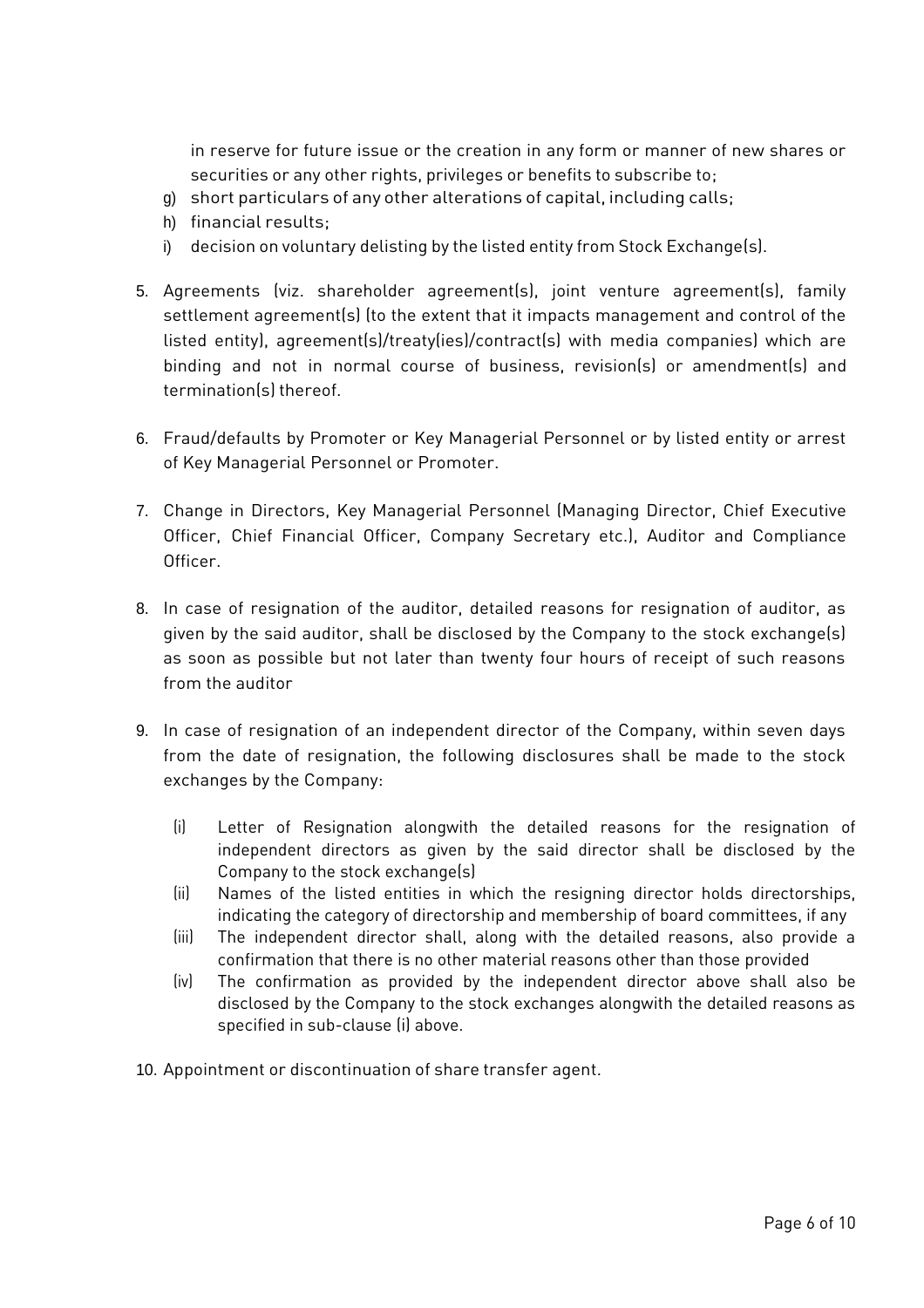in reserve for future issue or the creation in any form or manner of new shares or securities or any other rights, privileges or benefits to subscribe to;

g) short particulars of any other alterations of capital, including calls;
h) financial results;
i) decision on voluntary delisting by the listed entity from Stock Exchange(s).

5. Agreements (viz. shareholder agreement(s), joint venture agreement(s), family settlement agreement(s) (to the extent that it impacts management and control of the listed entity), agreement(s)/treaty(ies)/contract(s) with media companies) which are binding and not in normal course of business, revision(s) or amendment(s) and termination(s) thereof.

6. Fraud/defaults by Promoter or Key Managerial Personnel or by listed entity or arrest of Key Managerial Personnel or Promoter.

7. Change in Directors, Key Managerial Personnel (Managing Director, Chief Executive Officer, Chief Financial Officer, Company Secretary etc.), Auditor and Compliance Officer.

8. In case of resignation of the auditor, detailed reasons for resignation of auditor, as given by the said auditor, shall be disclosed by the Company to the stock exchange(s) as soon as possible but not later than twenty four hours of receipt of such reasons from the auditor

9. In case of resignation of an independent director of the Company, within seven days from the date of resignation, the following disclosures shall be made to the stock exchanges by the Company:

   (i) Letter of Resignation alongwith the detailed reasons for the resignation of independent directors as given by the said director shall be disclosed by the Company to the stock exchange(s)
   (ii) Names of the listed entities in which the resigning director holds directorships, indicating the category of directorship and membership of board committees, if any
   (iii) The independent director shall, along with the detailed reasons, also provide a confirmation that there is no other material reasons other than those provided
   (iv) The confirmation as provided by the independent director above shall also be disclosed by the Company to the stock exchanges alongwith the detailed reasons as specified in sub-clause (i) above.

10. Appointment or discontinuation of share transfer agent.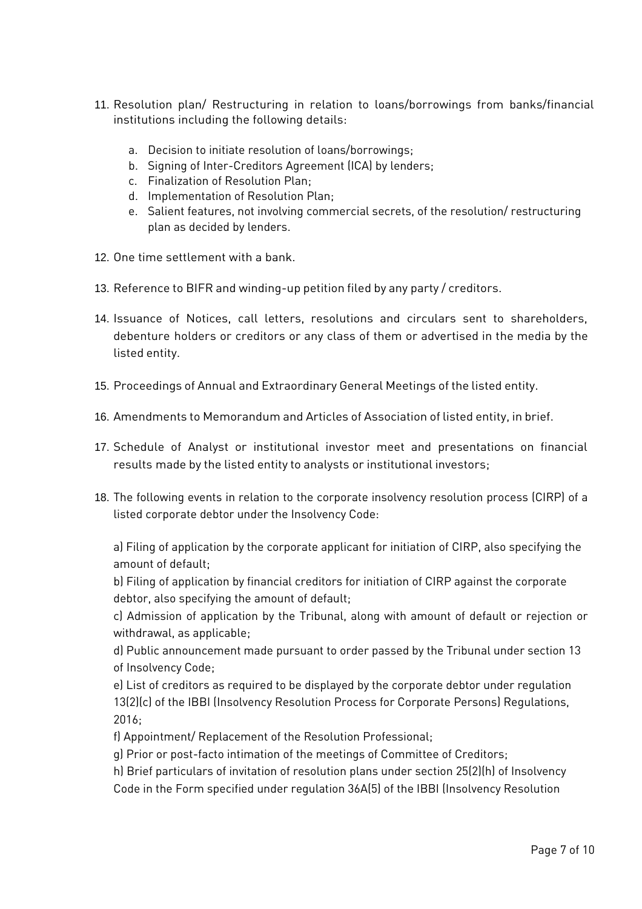11. Resolution plan/ Restructuring in relation to loans/borrowings from banks/financial institutions including the following details:

    a. Decision to initiate resolution of loans/borrowings;
    b. Signing of Inter-Creditors Agreement (ICA) by lenders;
    c. Finalization of Resolution Plan;
    d. Implementation of Resolution Plan;
    e. Salient features, not involving commercial secrets, of the resolution/ restructuring plan as decided by lenders.

12. One time settlement with a bank.

13. Reference to BIFR and winding-up petition filed by any party / creditors.

14. Issuance of Notices, call letters, resolutions and circulars sent to shareholders, debenture holders or creditors or any class of them or advertised in the media by the listed entity.

15. Proceedings of Annual and Extraordinary General Meetings of the listed entity.

16. Amendments to Memorandum and Articles of Association of listed entity, in brief.

17. Schedule of Analyst or institutional investor meet and presentations on financial results made by the listed entity to analysts or institutional investors;

18. The following events in relation to the corporate insolvency resolution process (CIRP) of a listed corporate debtor under the Insolvency Code:

    a) Filing of application by the corporate applicant for initiation of CIRP, also specifying the amount of default;
    b) Filing of application by financial creditors for initiation of CIRP against the corporate debtor, also specifying the amount of default;
    c) Admission of application by the Tribunal, along with amount of default or rejection or withdrawal, as applicable;
    d) Public announcement made pursuant to order passed by the Tribunal under section 13 of Insolvency Code;
    e) List of creditors as required to be displayed by the corporate debtor under regulation 13(2)(c) of the IBBI (Insolvency Resolution Process for Corporate Persons) Regulations, 2016;
    f) Appointment/ Replacement of the Resolution Professional;
    g) Prior or post-facto intimation of the meetings of Committee of Creditors;
    h) Brief particulars of invitation of resolution plans under section 25(2)(h) of Insolvency Code in the Form specified under regulation 36A(5) of the IBBI (Insolvency Resolution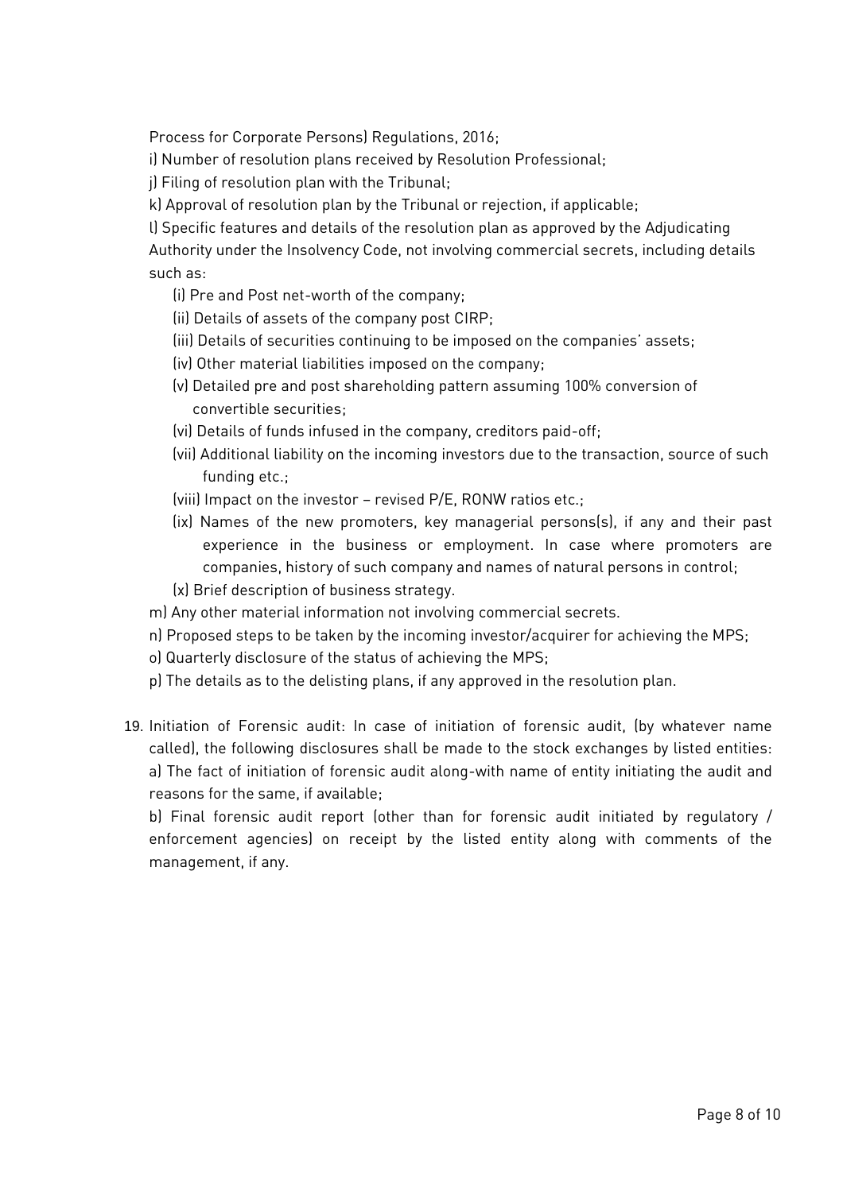Process for Corporate Persons) Regulations, 2016;

i) Number of resolution plans received by Resolution Professional;

j) Filing of resolution plan with the Tribunal;

k) Approval of resolution plan by the Tribunal or rejection, if applicable;

l) Specific features and details of the resolution plan as approved by the Adjudicating Authority under the Insolvency Code, not involving commercial secrets, including details such as:

- (i) Pre and Post net-worth of the company;
- (ii) Details of assets of the company post CIRP;
- (iii) Details of securities continuing to be imposed on the companies' assets;
- (iv) Other material liabilities imposed on the company;
- (v) Detailed pre and post shareholding pattern assuming 100% conversion of convertible securities;
- (vi) Details of funds infused in the company, creditors paid-off;
- (vii) Additional liability on the incoming investors due to the transaction, source of such funding etc.;
- (viii) Impact on the investor – revised P/E, RONW ratios etc.;
- (ix) Names of the new promoters, key managerial persons(s), if any and their past experience in the business or employment. In case where promoters are companies, history of such company and names of natural persons in control;
- (x) Brief description of business strategy.

m) Any other material information not involving commercial secrets.

n) Proposed steps to be taken by the incoming investor/acquirer for achieving the MPS;

o) Quarterly disclosure of the status of achieving the MPS;

p) The details as to the delisting plans, if any approved in the resolution plan.

19. Initiation of Forensic audit: In case of initiation of forensic audit, (by whatever name called), the following disclosures shall be made to the stock exchanges by listed entities:

    a) The fact of initiation of forensic audit along-with name of entity initiating the audit and reasons for the same, if available;

    b) Final forensic audit report (other than for forensic audit initiated by regulatory / enforcement agencies) on receipt by the listed entity along with comments of the management, if any.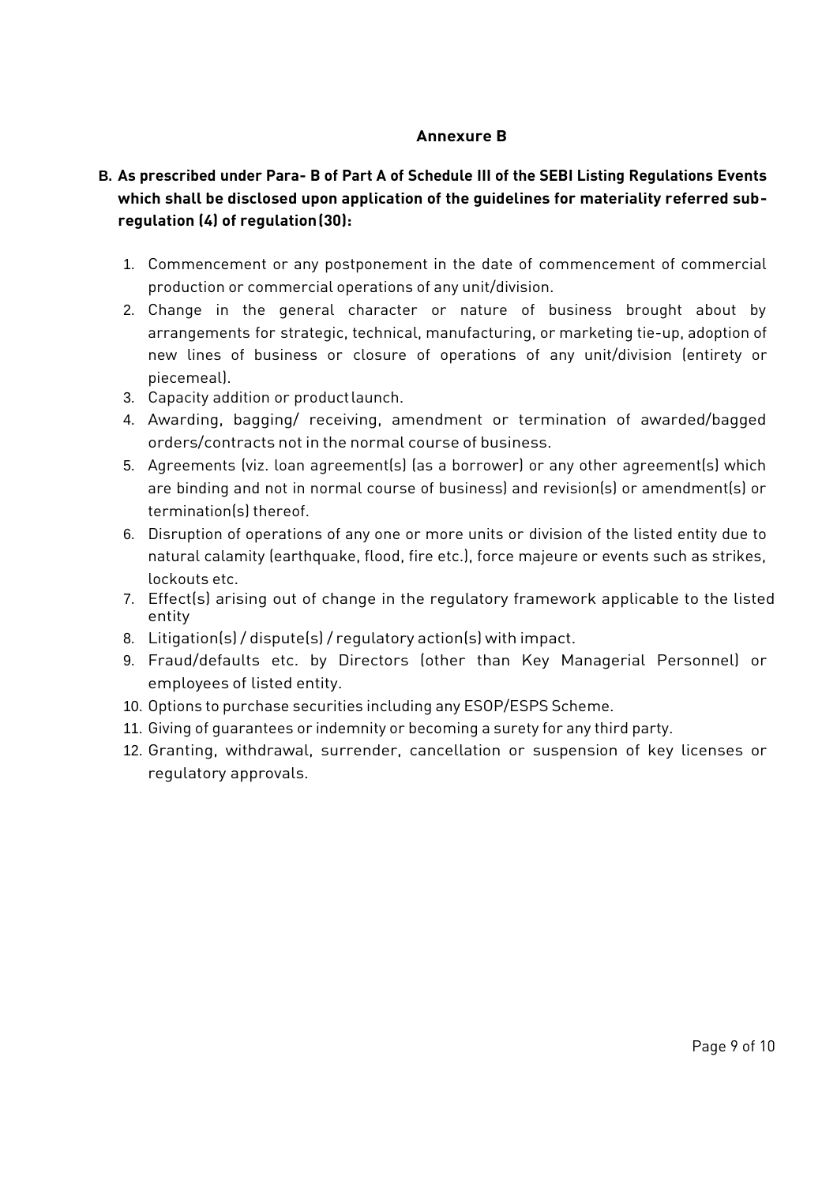## Annexure B

**B. As prescribed under Para- B of Part A of Schedule III of the SEBI Listing Regulations Events which shall be disclosed upon application of the guidelines for materiality referred sub-regulation (4) of regulation (30):**

1. Commencement or any postponement in the date of commencement of commercial production or commercial operations of any unit/division.
2. Change in the general character or nature of business brought about by arrangements for strategic, technical, manufacturing, or marketing tie-up, adoption of new lines of business or closure of operations of any unit/division (entirety or piecemeal).
3. Capacity addition or product launch.
4. Awarding, bagging/ receiving, amendment or termination of awarded/bagged orders/contracts not in the normal course of business.
5. Agreements (viz. loan agreement(s) (as a borrower) or any other agreement(s) which are binding and not in normal course of business) and revision(s) or amendment(s) or termination(s) thereof.
6. Disruption of operations of any one or more units or division of the listed entity due to natural calamity (earthquake, flood, fire etc.), force majeure or events such as strikes, lockouts etc.
7. Effect(s) arising out of change in the regulatory framework applicable to the listed entity
8. Litigation(s) / dispute(s) / regulatory action(s) with impact.
9. Fraud/defaults etc. by Directors (other than Key Managerial Personnel) or employees of listed entity.
10. Options to purchase securities including any ESOP/ESPS Scheme.
11. Giving of guarantees or indemnity or becoming a surety for any third party.
12. Granting, withdrawal, surrender, cancellation or suspension of key licenses or regulatory approvals.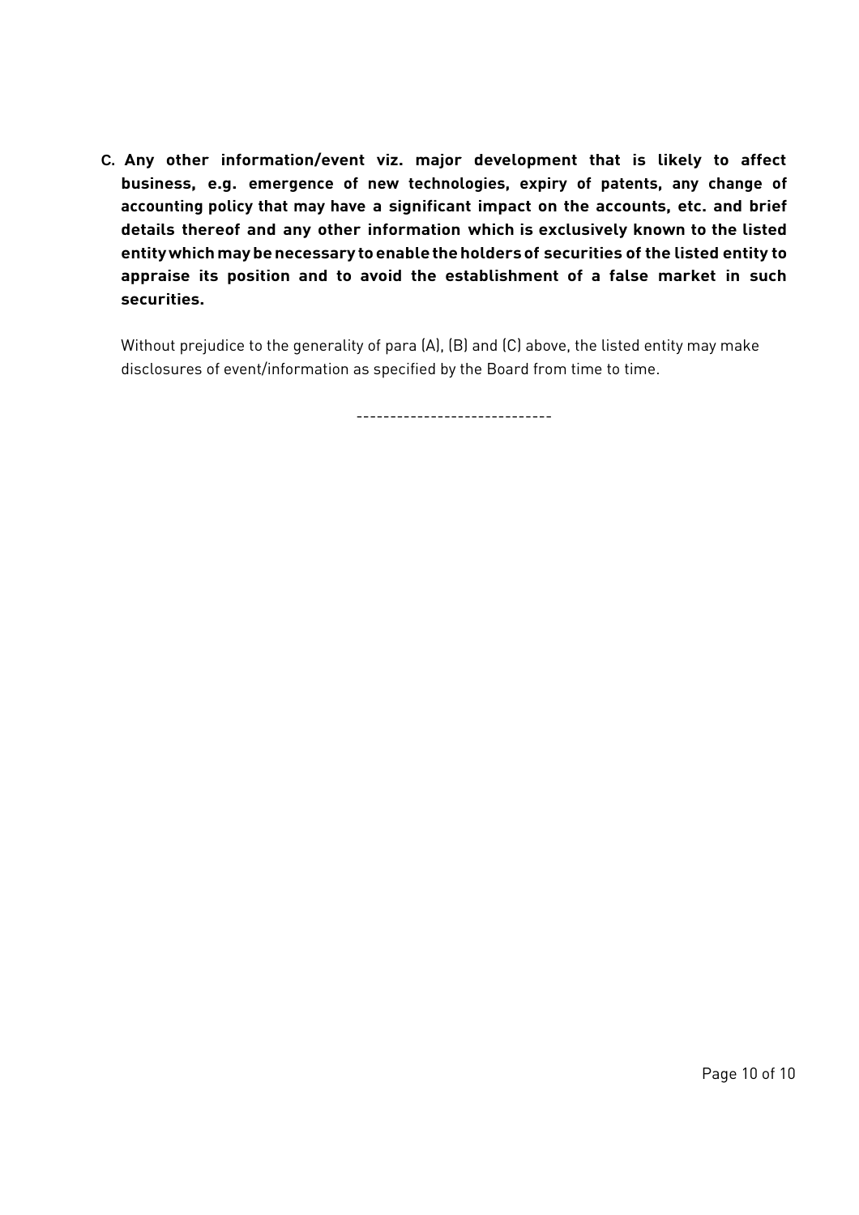**C. Any other information/event viz. major development that is likely to affect business, e.g. emergence of new technologies, expiry of patents, any change of accounting policy that may have a significant impact on the accounts, etc. and brief details thereof and any other information which is exclusively known to the listed entity which may be necessary to enable the holders of securities of the listed entity to appraise its position and to avoid the establishment of a false market in such securities.**

Without prejudice to the generality of para (A), (B) and (C) above, the listed entity may make disclosures of event/information as specified by the Board from time to time.

-----------------------------